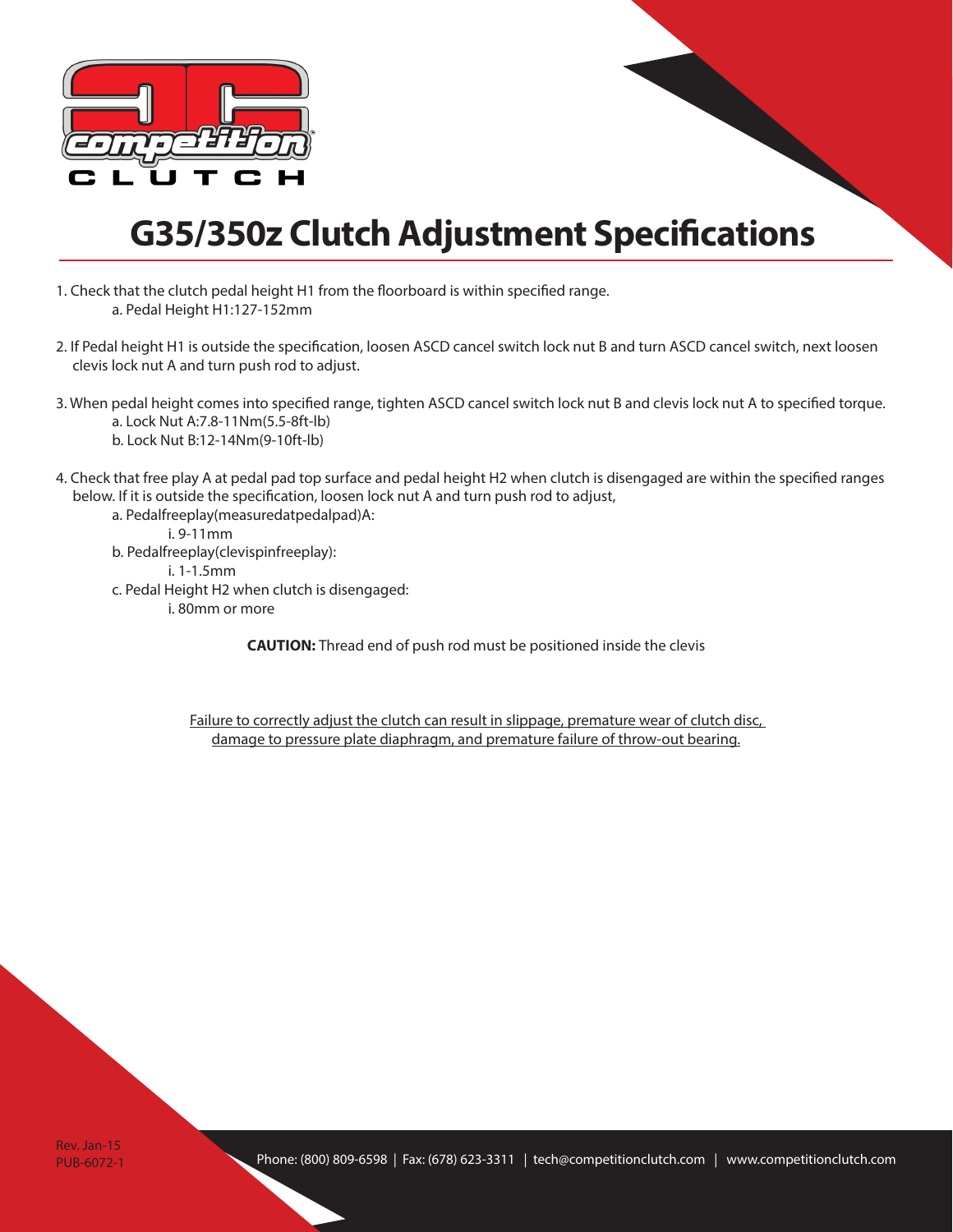# G35/350z Clutch Adjustment Specifications

1. Check that the clutch pedal height H1 from the floorboard is within specified range.
    a. Pedal Height H1:127-152mm

2. If Pedal height H1 is outside the specification, loosen ASCD cancel switch lock nut B and turn ASCD cancel switch, next loosen clevis lock nut A and turn push rod to adjust.

3. When pedal height comes into specified range, tighten ASCD cancel switch lock nut B and clevis lock nut A to specified torque.
    a. Lock Nut A:7.8-11Nm(5.5-8ft-lb)
    b. Lock Nut B:12-14Nm(9-10ft-lb)

4. Check that free play A at pedal pad top surface and pedal height H2 when clutch is disengaged are within the specified ranges below. If it is outside the specification, loosen lock nut A and turn push rod to adjust,
    a. Pedalfreeplay(measuredatpedalpad)A:
        i. 9-11mm
    b. Pedalfreeplay(clevispinfreeplay):
        i. 1-1.5mm
    c. Pedal Height H2 when clutch is disengaged:
        i. 80mm or more

**CAUTION:** Thread end of push rod must be positioned inside the clevis

<u>Failure to correctly adjust the clutch can result in slippage, premature wear of clutch disc, damage to pressure plate diaphragm, and premature failure of throw-out bearing.</u>

Rev. Jan-15
PUB-6072-1

Phone: (800) 809-6598 | Fax: (678) 623-3311 | tech@competitionclutch.com | www.competitionclutch.com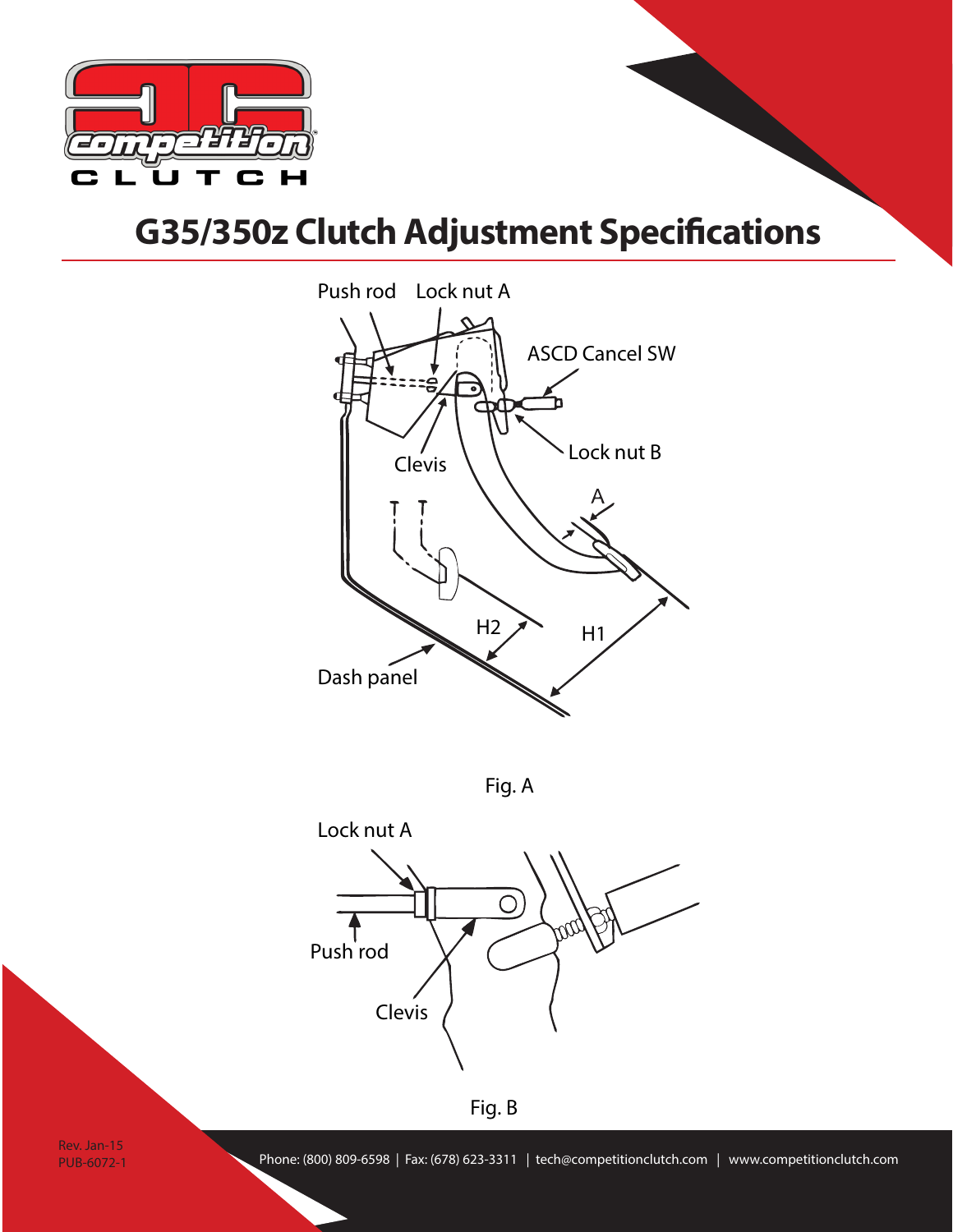# G35/350z Clutch Adjustment Specifications

Push rod
Lock nut A
ASCD Cancel SW
Clevis
Lock nut B
A
H2
H1
Dash panel

Fig. A

Lock nut A
Push rod
Clevis

Fig. B

Rev. Jan-15
PUB-6072-1

Phone: (800) 809-6598 | Fax: (678) 623-3311 | tech@competitionclutch.com | www.competitionclutch.com